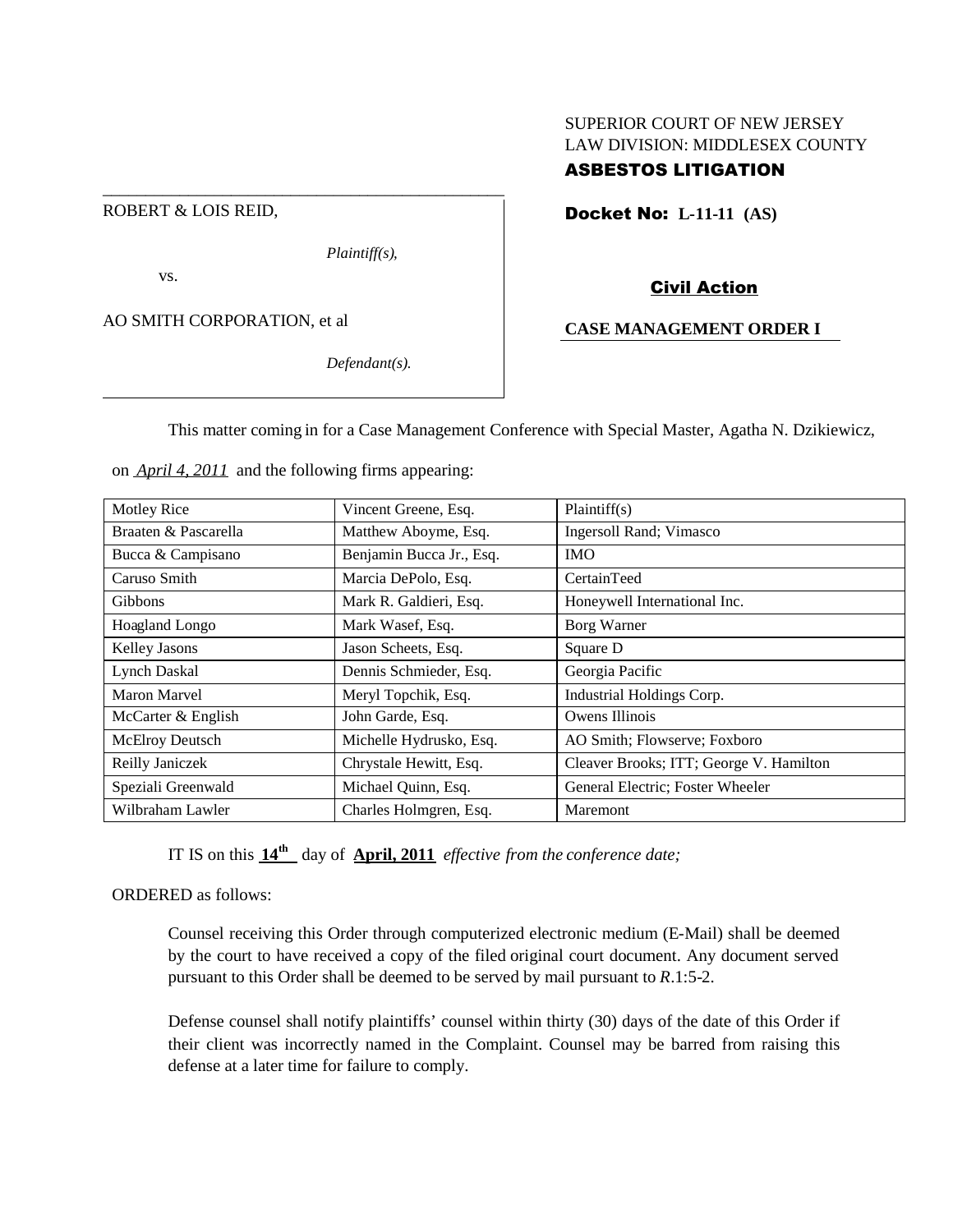SUPERIOR COURT OF NEW JERSEY
LAW DIVISION: MIDDLESEX COUNTY
**ASBESTOS LITIGATION**

ROBERT & LOIS REID,

*Plaintiff(s),*

vs.

AO SMITH CORPORATION, et al

*Defendant(s).*

**Docket No: L-11-11 (AS)**

**Civil Action**

**CASE MANAGEMENT ORDER I**

This matter coming in for a Case Management Conference with Special Master, Agatha N. Dzikiewicz, on *April 4, 2011* and the following firms appearing:

| | | |
|---|---|---|
| Motley Rice | Vincent Greene, Esq. | Plaintiff(s) |
| Braaten & Pascarella | Matthew Aboyme, Esq. | Ingersoll Rand; Vimasco |
| Bucca & Campisano | Benjamin Bucca Jr., Esq. | IMO |
| Caruso Smith | Marcia DePolo, Esq. | CertainTeed |
| Gibbons | Mark R. Galdieri, Esq. | Honeywell International Inc. |
| Hoagland Longo | Mark Wasef, Esq. | Borg Warner |
| Kelley Jasons | Jason Scheets, Esq. | Square D |
| Lynch Daskal | Dennis Schmieder, Esq. | Georgia Pacific |
| Maron Marvel | Meryl Topchik, Esq. | Industrial Holdings Corp. |
| McCarter & English | John Garde, Esq. | Owens Illinois |
| McElroy Deutsch | Michelle Hydrusko, Esq. | AO Smith; Flowserve; Foxboro |
| Reilly Janiczek | Chrystale Hewitt, Esq. | Cleaver Brooks; ITT; George V. Hamilton |
| Speziali Greenwald | Michael Quinn, Esq. | General Electric; Foster Wheeler |
| Wilbraham Lawler | Charles Holmgren, Esq. | Maremont |

IT IS on this **14th** day of **April, 2011** *effective from the conference date;*

ORDERED as follows:

Counsel receiving this Order through computerized electronic medium (E-Mail) shall be deemed by the court to have received a copy of the filed original court document. Any document served pursuant to this Order shall be deemed to be served by mail pursuant to *R*.1:5-2.

Defense counsel shall notify plaintiffs' counsel within thirty (30) days of the date of this Order if their client was incorrectly named in the Complaint. Counsel may be barred from raising this defense at a later time for failure to comply.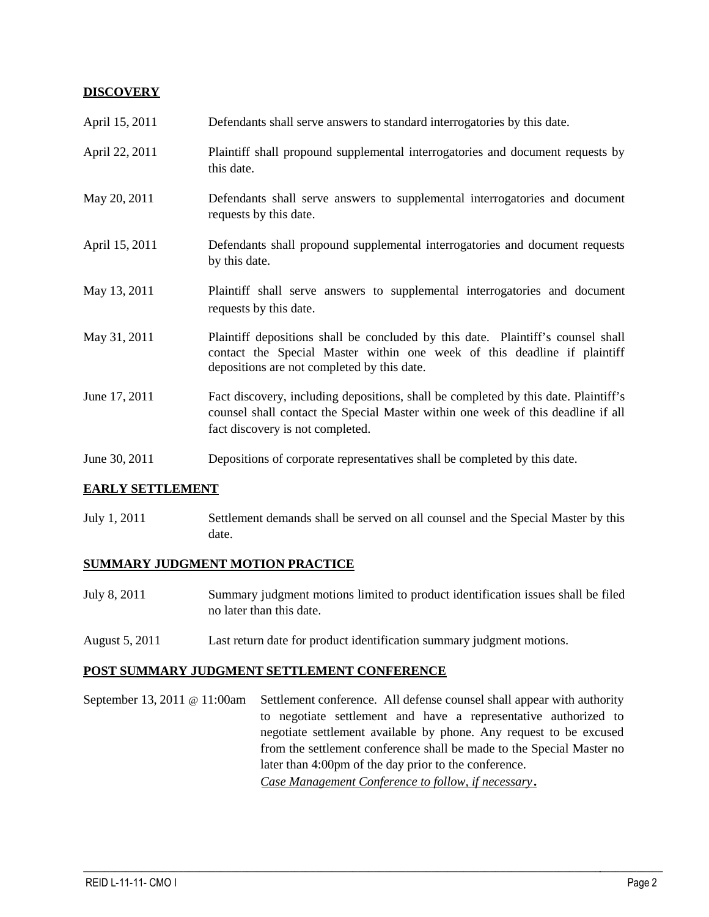## DISCOVERY

| | |
|---|---|
| April 15, 2011 | Defendants shall serve answers to standard interrogatories by this date. |
| April 22, 2011 | Plaintiff shall propound supplemental interrogatories and document requests by this date. |
| May 20, 2011 | Defendants shall serve answers to supplemental interrogatories and document requests by this date. |
| April 15, 2011 | Defendants shall propound supplemental interrogatories and document requests by this date. |
| May 13, 2011 | Plaintiff shall serve answers to supplemental interrogatories and document requests by this date. |
| May 31, 2011 | Plaintiff depositions shall be concluded by this date. Plaintiff's counsel shall contact the Special Master within one week of this deadline if plaintiff depositions are not completed by this date. |
| June 17, 2011 | Fact discovery, including depositions, shall be completed by this date. Plaintiff's counsel shall contact the Special Master within one week of this deadline if all fact discovery is not completed. |
| June 30, 2011 | Depositions of corporate representatives shall be completed by this date. |

## EARLY SETTLEMENT

| | |
|---|---|
| July 1, 2011 | Settlement demands shall be served on all counsel and the Special Master by this date. |

## SUMMARY JUDGMENT MOTION PRACTICE

| | |
|---|---|
| July 8, 2011 | Summary judgment motions limited to product identification issues shall be filed no later than this date. |
| August 5, 2011 | Last return date for product identification summary judgment motions. |

## POST SUMMARY JUDGMENT SETTLEMENT CONFERENCE

| | |
|---|---|
| September 13, 2011 @ 11:00am | Settlement conference. All defense counsel shall appear with authority to negotiate settlement and have a representative authorized to negotiate settlement available by phone. Any request to be excused from the settlement conference shall be made to the Special Master no later than 4:00pm of the day prior to the conference. *Case Management Conference to follow, if necessary*. |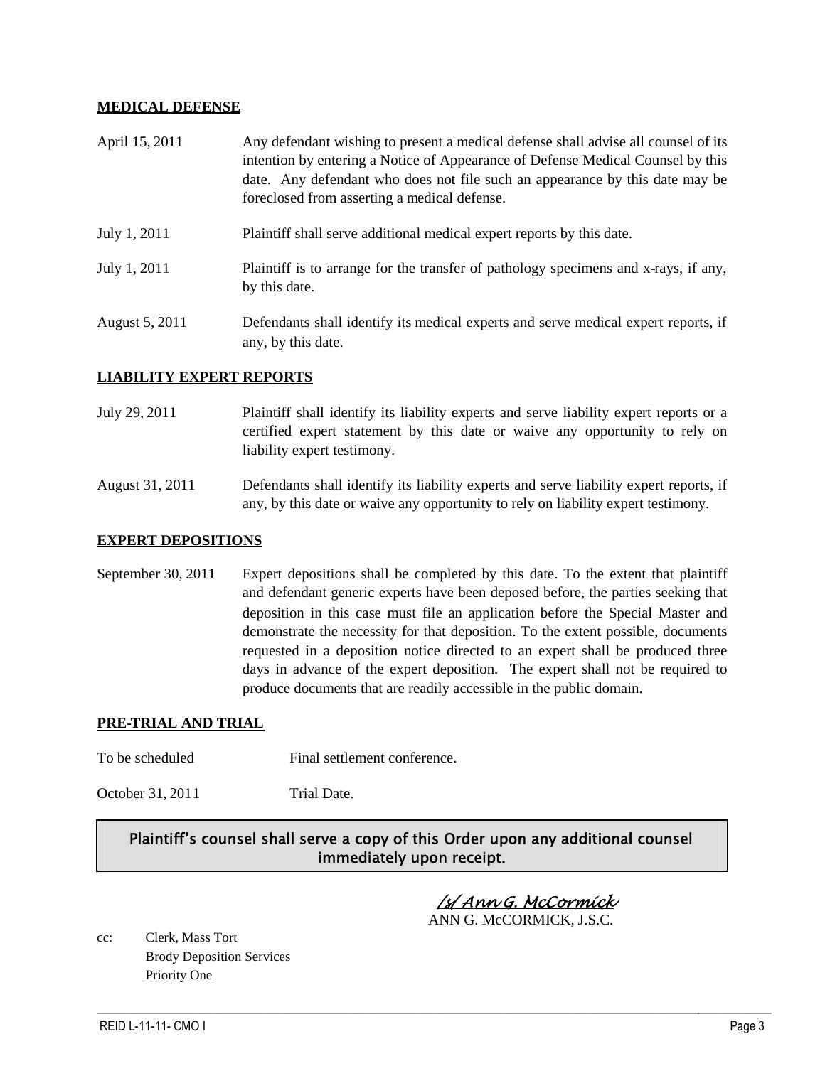**MEDICAL DEFENSE**

| | |
|---|---|
| April 15, 2011 | Any defendant wishing to present a medical defense shall advise all counsel of its intention by entering a Notice of Appearance of Defense Medical Counsel by this date. Any defendant who does not file such an appearance by this date may be foreclosed from asserting a medical defense. |
| July 1, 2011 | Plaintiff shall serve additional medical expert reports by this date. |
| July 1, 2011 | Plaintiff is to arrange for the transfer of pathology specimens and x-rays, if any, by this date. |
| August 5, 2011 | Defendants shall identify its medical experts and serve medical expert reports, if any, by this date. |

**LIABILITY EXPERT REPORTS**

| | |
|---|---|
| July 29, 2011 | Plaintiff shall identify its liability experts and serve liability expert reports or a certified expert statement by this date or waive any opportunity to rely on liability expert testimony. |
| August 31, 2011 | Defendants shall identify its liability experts and serve liability expert reports, if any, by this date or waive any opportunity to rely on liability expert testimony. |

**EXPERT DEPOSITIONS**

| | |
|---|---|
| September 30, 2011 | Expert depositions shall be completed by this date. To the extent that plaintiff and defendant generic experts have been deposed before, the parties seeking that deposition in this case must file an application before the Special Master and demonstrate the necessity for that deposition. To the extent possible, documents requested in a deposition notice directed to an expert shall be produced three days in advance of the expert deposition. The expert shall not be required to produce documents that are readily accessible in the public domain. |

**PRE-TRIAL AND TRIAL**

| | |
|---|---|
| To be scheduled | Final settlement conference. |
| October 31, 2011 | Trial Date. |

**Plaintiff's counsel shall serve a copy of this Order upon any additional counsel immediately upon receipt.**

/s/ Ann G. McCormick

ANN G. McCORMICK, J.S.C.

cc: Clerk, Mass Tort
Brody Deposition Services
Priority One